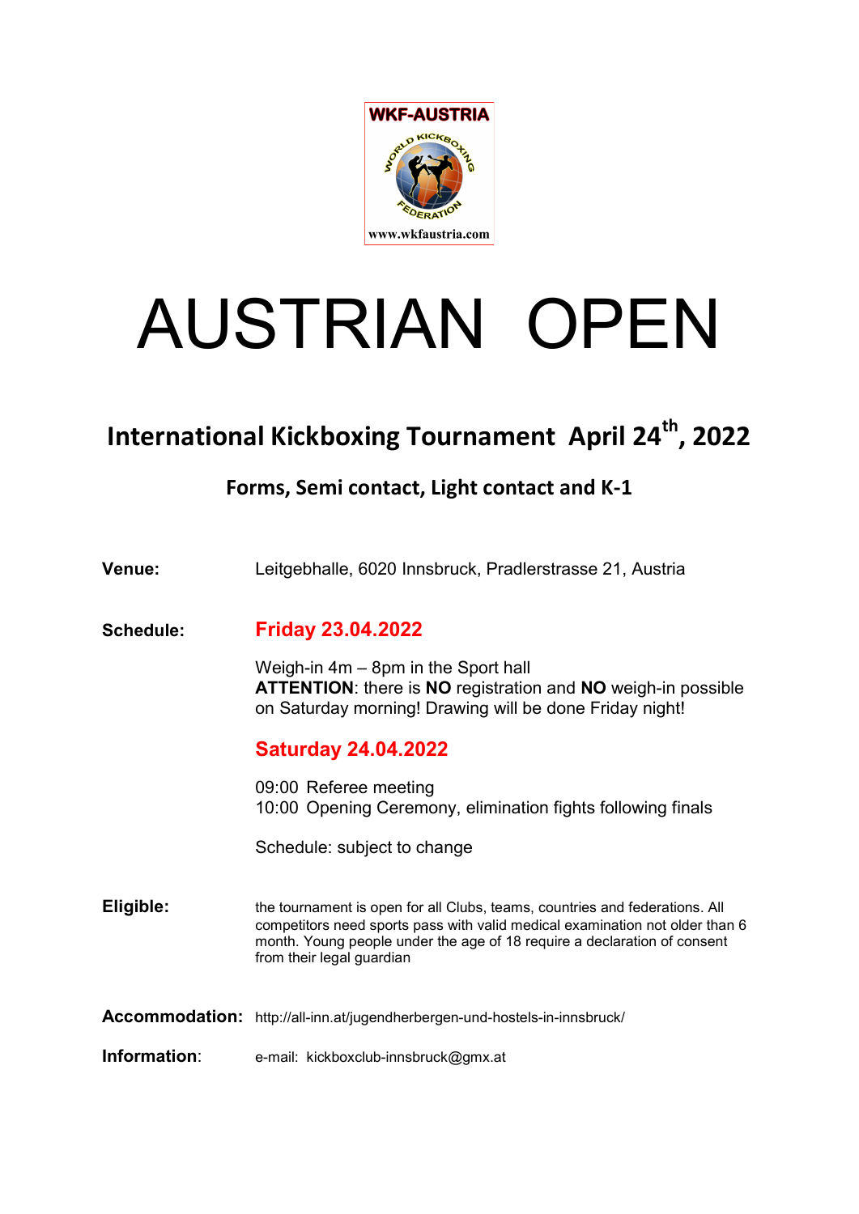WKF-AUSTRIA

WORLD KICKBOXING FEDERATION

www.wkfaustria.com

# AUSTRIAN OPEN

## International Kickboxing Tournament April 24th, 2022

### Forms, Semi contact, Light contact and K-1

**Venue:** Leitgebhalle, 6020 Innsbruck, Pradlerstrasse 21, Austria

**Schedule:**

**Friday 23.04.2022**

Weigh-in 4m – 8pm in the Sport hall
**ATTENTION**: there is **NO** registration and **NO** weigh-in possible on Saturday morning! Drawing will be done Friday night!

**Saturday 24.04.2022**

09:00 Referee meeting
10:00 Opening Ceremony, elimination fights following finals

Schedule: subject to change

**Eligible:** the tournament is open for all Clubs, teams, countries and federations. All competitors need sports pass with valid medical examination not older than 6 month. Young people under the age of 18 require a declaration of consent from their legal guardian

**Accommodation:** http://all-inn.at/jugendherbergen-und-hostels-in-innsbruck/

**Information**: e-mail: kickboxclub-innsbruck@gmx.at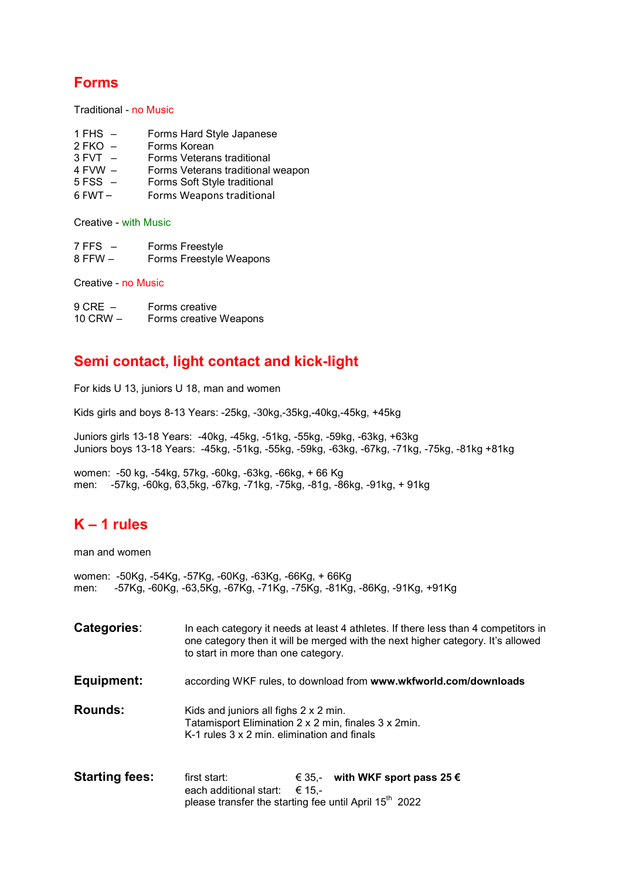## Forms

Traditional - no Music

1 FHS – Forms Hard Style Japanese
2 FKO – Forms Korean
3 FVT – Forms Veterans traditional
4 FVW – Forms Veterans traditional weapon
5 FSS – Forms Soft Style traditional
6 FWT – Forms Weapons traditional

Creative - with Music

7 FFS – Forms Freestyle
8 FFW – Forms Freestyle Weapons

Creative - no Music

9 CRE – Forms creative
10 CRW – Forms creative Weapons

## Semi contact, light contact and kick-light

For kids U 13, juniors U 18, man and women

Kids girls and boys 8-13 Years: -25kg, -30kg,-35kg,-40kg,-45kg, +45kg

Juniors girls 13-18 Years: -40kg, -45kg, -51kg, -55kg, -59kg, -63kg, +63kg
Juniors boys 13-18 Years: -45kg, -51kg, -55kg, -59kg, -63kg, -67kg, -71kg, -75kg, -81kg +81kg

women: -50 kg, -54kg, 57kg, -60kg, -63kg, -66kg, + 66 Kg
men: -57kg, -60kg, 63,5kg, -67kg, -71kg, -75kg, -81g, -86kg, -91kg, + 91kg

## K – 1 rules

man and women

women: -50Kg, -54Kg, -57Kg, -60Kg, -63Kg, -66Kg, + 66Kg
men: -57Kg, -60Kg, -63,5Kg, -67Kg, -71Kg, -75Kg, -81Kg, -86Kg, -91Kg, +91Kg

**Categories**: In each category it needs at least 4 athletes. If there less than 4 competitors in one category then it will be merged with the next higher category. It's allowed to start in more than one category.

**Equipment:** according WKF rules, to download from **www.wkfworld.com/downloads**

**Rounds:** Kids and juniors all fighs 2 x 2 min.
Tatamisport Elimination 2 x 2 min, finales 3 x 2min.
K-1 rules 3 x 2 min. elimination and finals

**Starting fees:** first start: € 35,- **with WKF sport pass 25 €**
each additional start: € 15,-
please transfer the starting fee until April 15th 2022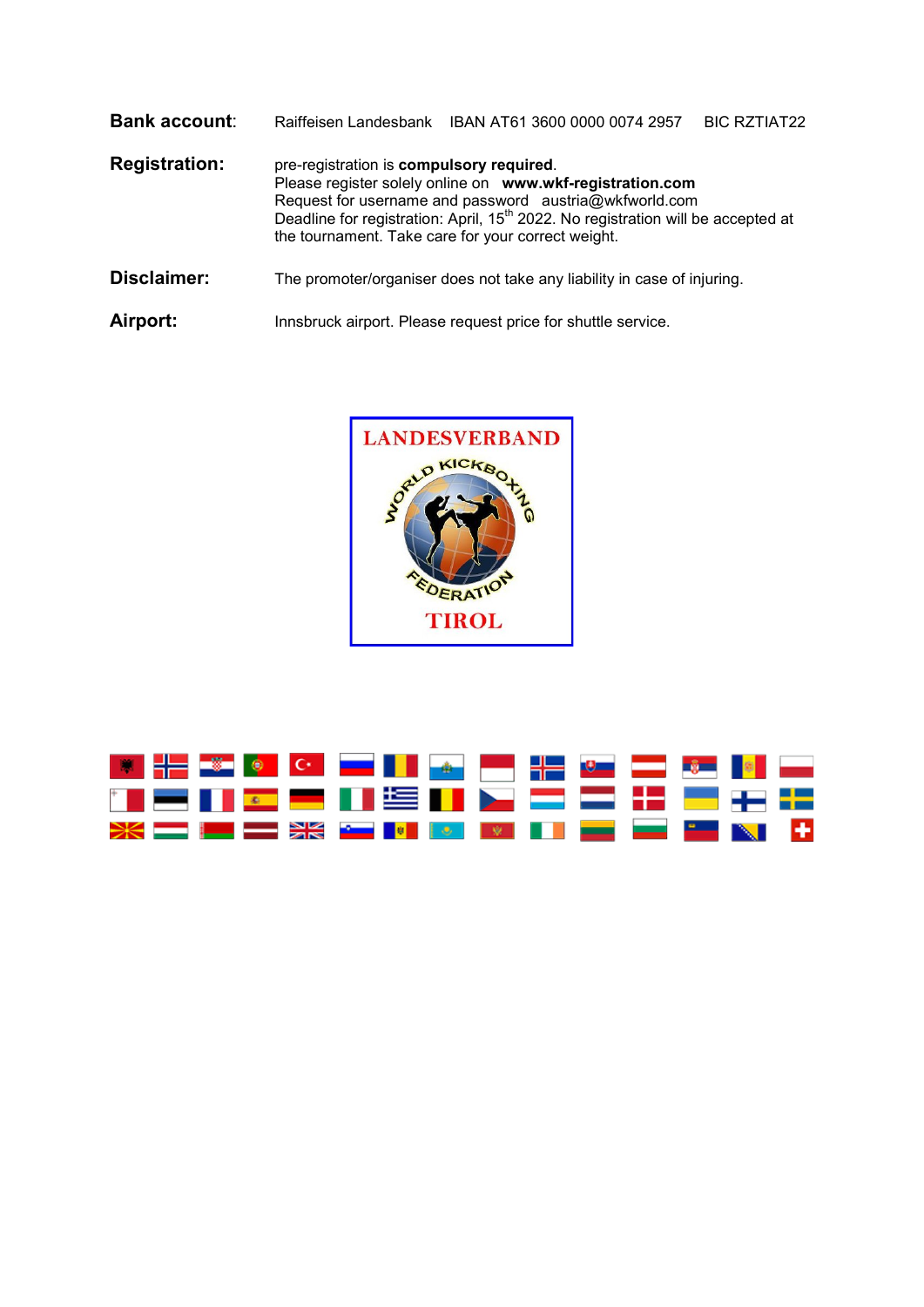**Bank account**: Raiffeisen Landesbank IBAN AT61 3600 0000 0074 2957 BIC RZTIAT22

**Registration:** pre-registration is **compulsory required**.
Please register solely online on **www.wkf-registration.com**
Request for username and password austria@wkfworld.com
Deadline for registration: April, 15th 2022. No registration will be accepted at the tournament. Take care for your correct weight.

**Disclaimer:** The promoter/organiser does not take any liability in case of injuring.

**Airport:** Innsbruck airport. Please request price for shuttle service.

LANDESVERBAND

WORLD KICKBOXING FEDERATION

TIROL